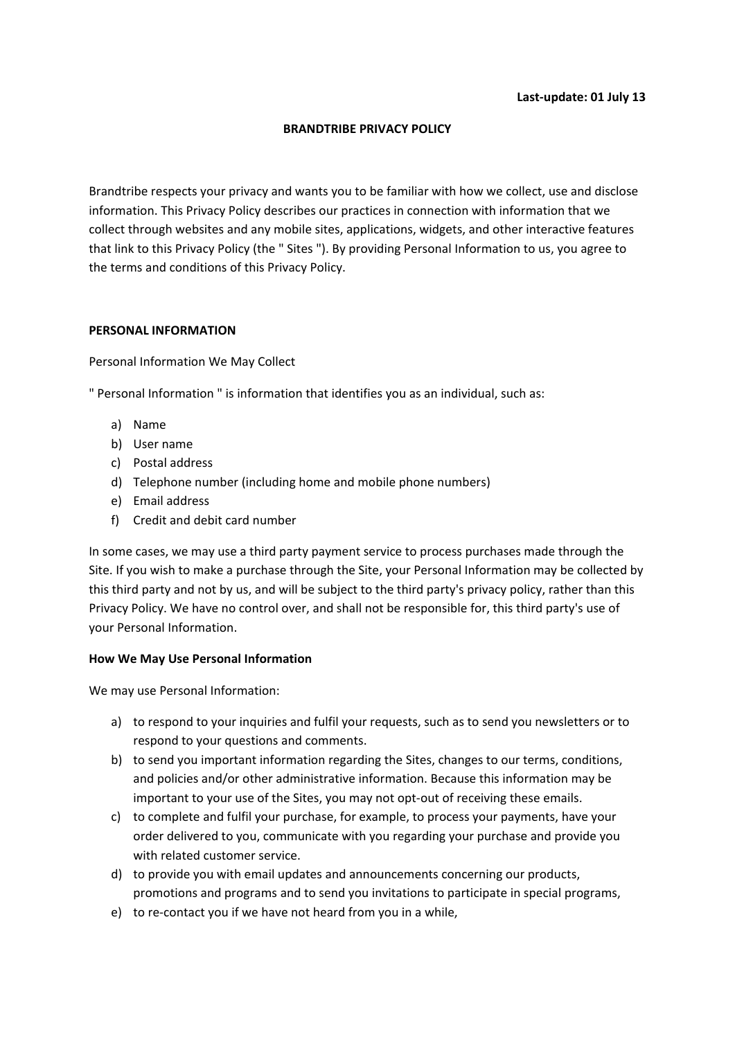**Last-update: 01 July 13**

# BRANDTRIBE PRIVACY POLICY

Brandtribe respects your privacy and wants you to be familiar with how we collect, use and disclose information. This Privacy Policy describes our practices in connection with information that we collect through websites and any mobile sites, applications, widgets, and other interactive features that link to this Privacy Policy (the " Sites "). By providing Personal Information to us, you agree to the terms and conditions of this Privacy Policy.

## PERSONAL INFORMATION

Personal Information We May Collect

" Personal Information " is information that identifies you as an individual, such as:

a) Name
b) User name
c) Postal address
d) Telephone number (including home and mobile phone numbers)
e) Email address
f) Credit and debit card number

In some cases, we may use a third party payment service to process purchases made through the Site. If you wish to make a purchase through the Site, your Personal Information may be collected by this third party and not by us, and will be subject to the third party's privacy policy, rather than this Privacy Policy. We have no control over, and shall not be responsible for, this third party's use of your Personal Information.

### How We May Use Personal Information

We may use Personal Information:

a) to respond to your inquiries and fulfil your requests, such as to send you newsletters or to respond to your questions and comments.
b) to send you important information regarding the Sites, changes to our terms, conditions, and policies and/or other administrative information. Because this information may be important to your use of the Sites, you may not opt-out of receiving these emails.
c) to complete and fulfil your purchase, for example, to process your payments, have your order delivered to you, communicate with you regarding your purchase and provide you with related customer service.
d) to provide you with email updates and announcements concerning our products, promotions and programs and to send you invitations to participate in special programs,
e) to re-contact you if we have not heard from you in a while,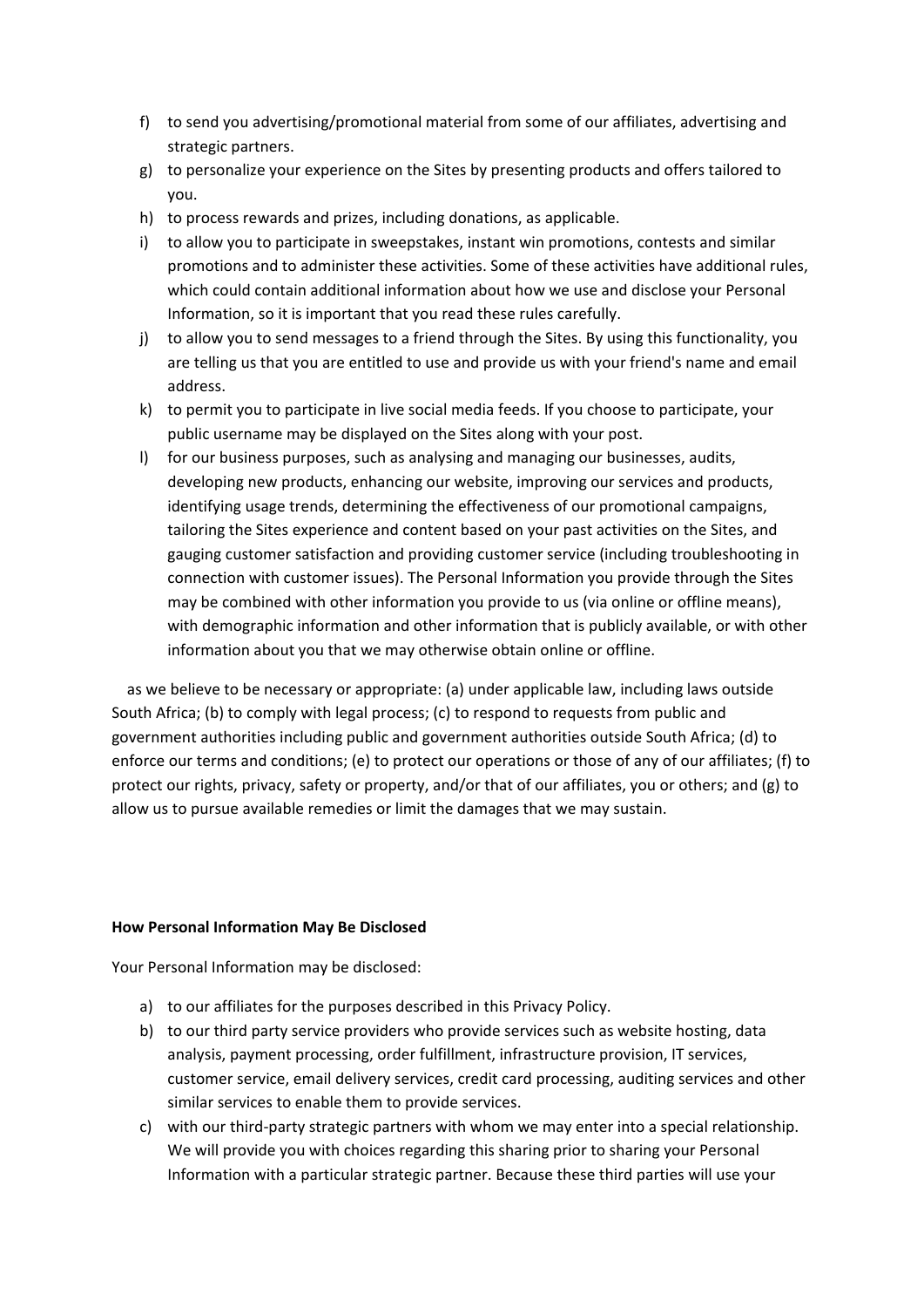f) to send you advertising/promotional material from some of our affiliates, advertising and strategic partners.
g) to personalize your experience on the Sites by presenting products and offers tailored to you.
h) to process rewards and prizes, including donations, as applicable.
i) to allow you to participate in sweepstakes, instant win promotions, contests and similar promotions and to administer these activities. Some of these activities have additional rules, which could contain additional information about how we use and disclose your Personal Information, so it is important that you read these rules carefully.
j) to allow you to send messages to a friend through the Sites. By using this functionality, you are telling us that you are entitled to use and provide us with your friend's name and email address.
k) to permit you to participate in live social media feeds. If you choose to participate, your public username may be displayed on the Sites along with your post.
l) for our business purposes, such as analysing and managing our businesses, audits, developing new products, enhancing our website, improving our services and products, identifying usage trends, determining the effectiveness of our promotional campaigns, tailoring the Sites experience and content based on your past activities on the Sites, and gauging customer satisfaction and providing customer service (including troubleshooting in connection with customer issues). The Personal Information you provide through the Sites may be combined with other information you provide to us (via online or offline means), with demographic information and other information that is publicly available, or with other information about you that we may otherwise obtain online or offline.

as we believe to be necessary or appropriate: (a) under applicable law, including laws outside South Africa; (b) to comply with legal process; (c) to respond to requests from public and government authorities including public and government authorities outside South Africa; (d) to enforce our terms and conditions; (e) to protect our operations or those of any of our affiliates; (f) to protect our rights, privacy, safety or property, and/or that of our affiliates, you or others; and (g) to allow us to pursue available remedies or limit the damages that we may sustain.

**How Personal Information May Be Disclosed**

Your Personal Information may be disclosed:

a) to our affiliates for the purposes described in this Privacy Policy.
b) to our third party service providers who provide services such as website hosting, data analysis, payment processing, order fulfillment, infrastructure provision, IT services, customer service, email delivery services, credit card processing, auditing services and other similar services to enable them to provide services.
c) with our third-party strategic partners with whom we may enter into a special relationship. We will provide you with choices regarding this sharing prior to sharing your Personal Information with a particular strategic partner. Because these third parties will use your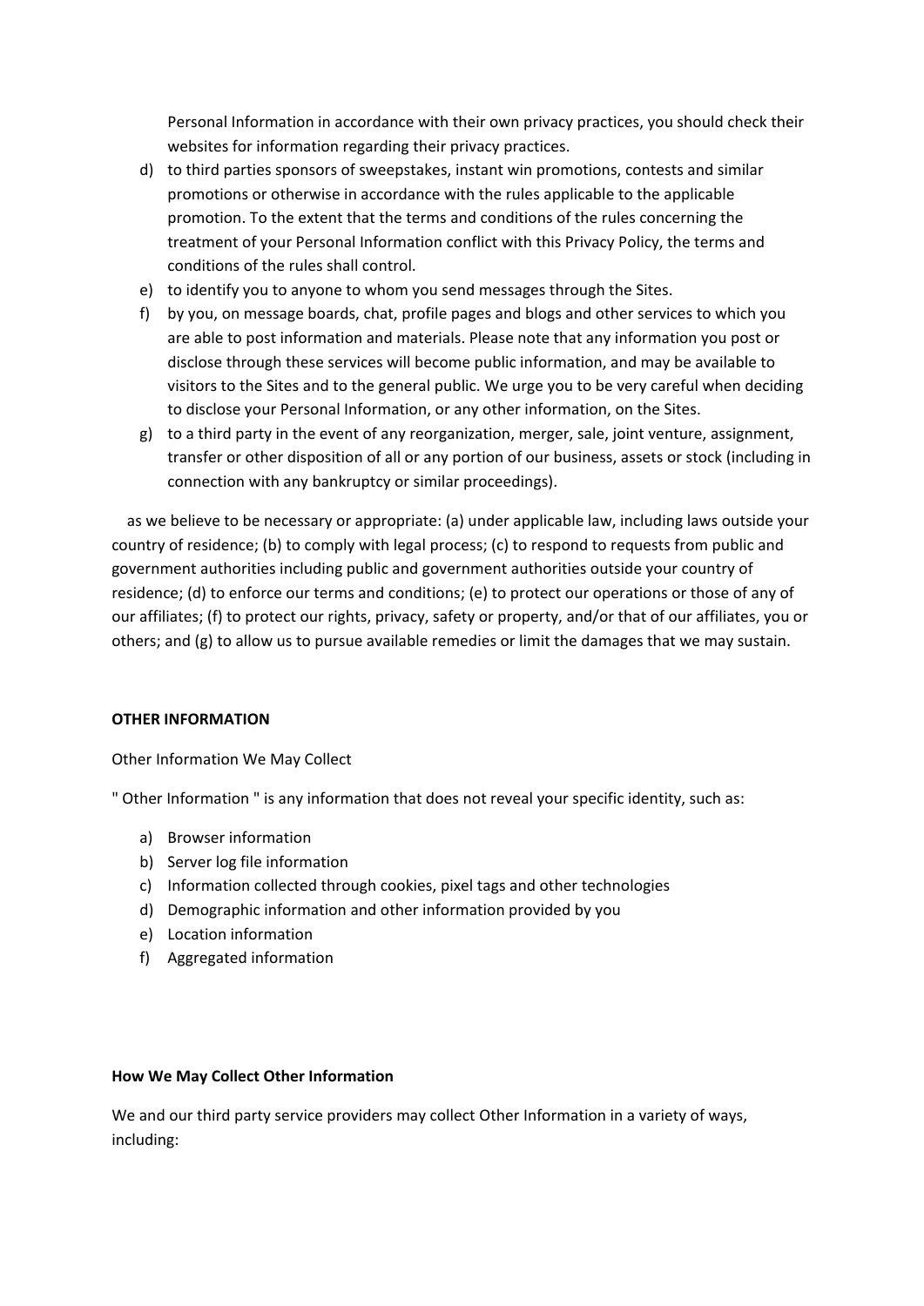Personal Information in accordance with their own privacy practices, you should check their websites for information regarding their privacy practices.

d) to third parties sponsors of sweepstakes, instant win promotions, contests and similar promotions or otherwise in accordance with the rules applicable to the applicable promotion. To the extent that the terms and conditions of the rules concerning the treatment of your Personal Information conflict with this Privacy Policy, the terms and conditions of the rules shall control.
e) to identify you to anyone to whom you send messages through the Sites.
f) by you, on message boards, chat, profile pages and blogs and other services to which you are able to post information and materials. Please note that any information you post or disclose through these services will become public information, and may be available to visitors to the Sites and to the general public. We urge you to be very careful when deciding to disclose your Personal Information, or any other information, on the Sites.
g) to a third party in the event of any reorganization, merger, sale, joint venture, assignment, transfer or other disposition of all or any portion of our business, assets or stock (including in connection with any bankruptcy or similar proceedings).

as we believe to be necessary or appropriate: (a) under applicable law, including laws outside your country of residence; (b) to comply with legal process; (c) to respond to requests from public and government authorities including public and government authorities outside your country of residence; (d) to enforce our terms and conditions; (e) to protect our operations or those of any of our affiliates; (f) to protect our rights, privacy, safety or property, and/or that of our affiliates, you or others; and (g) to allow us to pursue available remedies or limit the damages that we may sustain.

**OTHER INFORMATION**

Other Information We May Collect

" Other Information " is any information that does not reveal your specific identity, such as:

a) Browser information
b) Server log file information
c) Information collected through cookies, pixel tags and other technologies
d) Demographic information and other information provided by you
e) Location information
f) Aggregated information

**How We May Collect Other Information**

We and our third party service providers may collect Other Information in a variety of ways, including: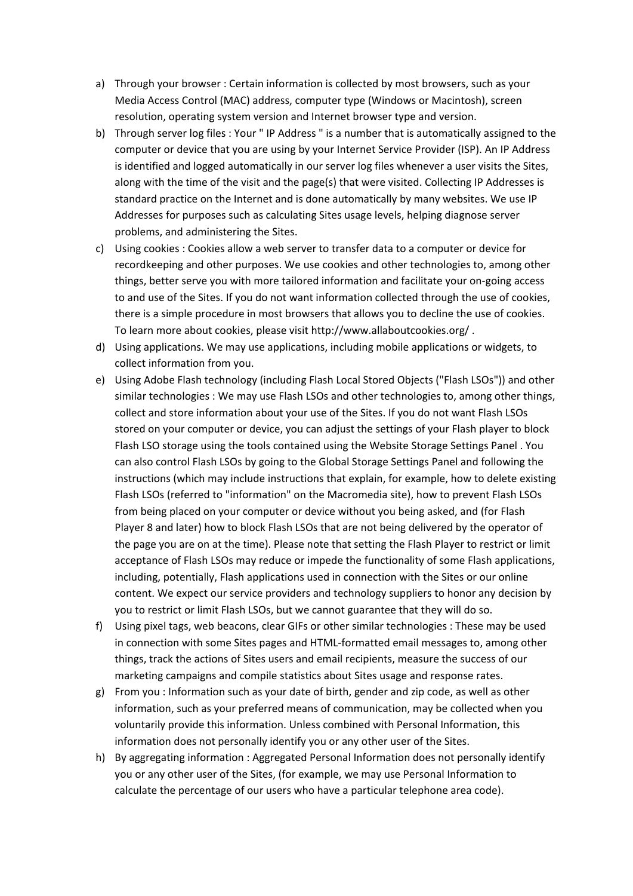a) Through your browser : Certain information is collected by most browsers, such as your Media Access Control (MAC) address, computer type (Windows or Macintosh), screen resolution, operating system version and Internet browser type and version.
b) Through server log files : Your " IP Address " is a number that is automatically assigned to the computer or device that you are using by your Internet Service Provider (ISP). An IP Address is identified and logged automatically in our server log files whenever a user visits the Sites, along with the time of the visit and the page(s) that were visited. Collecting IP Addresses is standard practice on the Internet and is done automatically by many websites. We use IP Addresses for purposes such as calculating Sites usage levels, helping diagnose server problems, and administering the Sites.
c) Using cookies : Cookies allow a web server to transfer data to a computer or device for recordkeeping and other purposes. We use cookies and other technologies to, among other things, better serve you with more tailored information and facilitate your on-going access to and use of the Sites. If you do not want information collected through the use of cookies, there is a simple procedure in most browsers that allows you to decline the use of cookies. To learn more about cookies, please visit http://www.allaboutcookies.org/ .
d) Using applications. We may use applications, including mobile applications or widgets, to collect information from you.
e) Using Adobe Flash technology (including Flash Local Stored Objects ("Flash LSOs")) and other similar technologies : We may use Flash LSOs and other technologies to, among other things, collect and store information about your use of the Sites. If you do not want Flash LSOs stored on your computer or device, you can adjust the settings of your Flash player to block Flash LSO storage using the tools contained using the Website Storage Settings Panel . You can also control Flash LSOs by going to the Global Storage Settings Panel and following the instructions (which may include instructions that explain, for example, how to delete existing Flash LSOs (referred to "information" on the Macromedia site), how to prevent Flash LSOs from being placed on your computer or device without you being asked, and (for Flash Player 8 and later) how to block Flash LSOs that are not being delivered by the operator of the page you are on at the time). Please note that setting the Flash Player to restrict or limit acceptance of Flash LSOs may reduce or impede the functionality of some Flash applications, including, potentially, Flash applications used in connection with the Sites or our online content. We expect our service providers and technology suppliers to honor any decision by you to restrict or limit Flash LSOs, but we cannot guarantee that they will do so.
f) Using pixel tags, web beacons, clear GIFs or other similar technologies : These may be used in connection with some Sites pages and HTML-formatted email messages to, among other things, track the actions of Sites users and email recipients, measure the success of our marketing campaigns and compile statistics about Sites usage and response rates.
g) From you : Information such as your date of birth, gender and zip code, as well as other information, such as your preferred means of communication, may be collected when you voluntarily provide this information. Unless combined with Personal Information, this information does not personally identify you or any other user of the Sites.
h) By aggregating information : Aggregated Personal Information does not personally identify you or any other user of the Sites, (for example, we may use Personal Information to calculate the percentage of our users who have a particular telephone area code).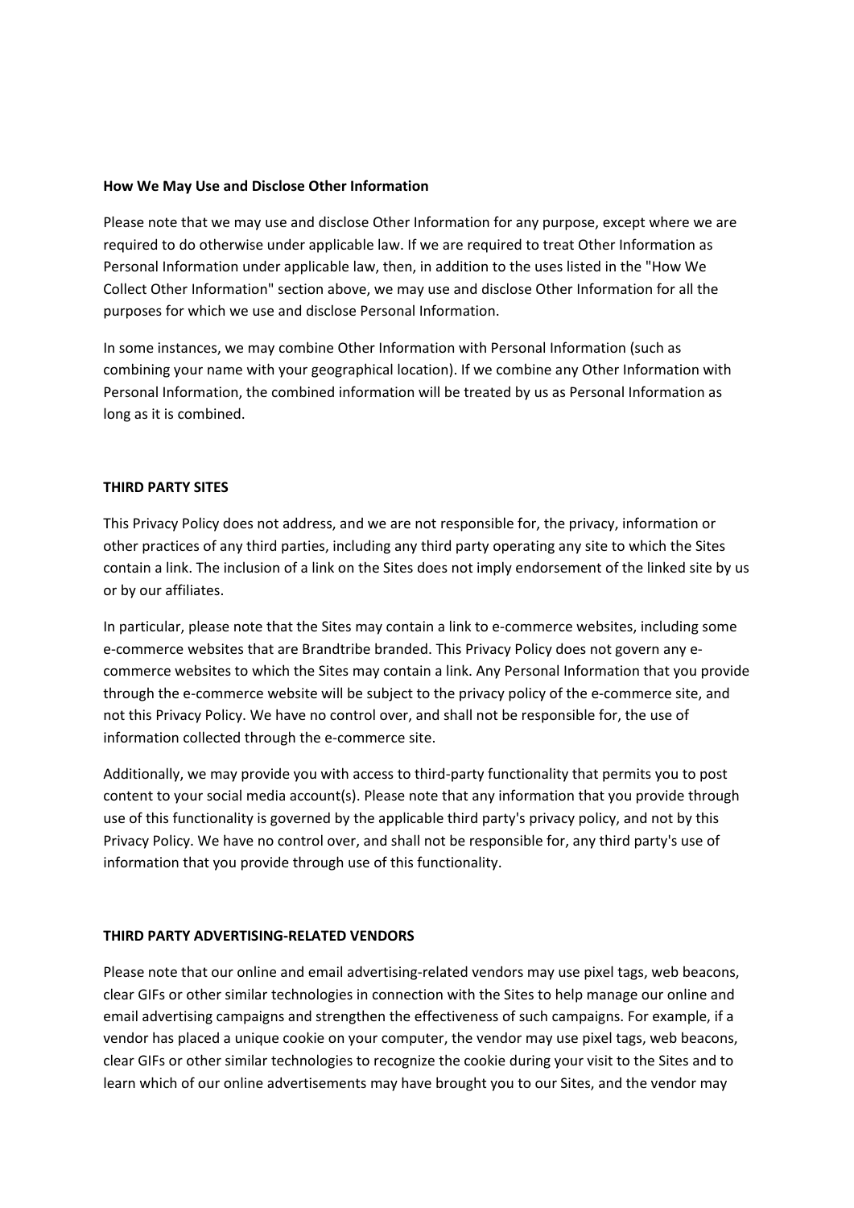**How We May Use and Disclose Other Information**

Please note that we may use and disclose Other Information for any purpose, except where we are required to do otherwise under applicable law. If we are required to treat Other Information as Personal Information under applicable law, then, in addition to the uses listed in the "How We Collect Other Information" section above, we may use and disclose Other Information for all the purposes for which we use and disclose Personal Information.

In some instances, we may combine Other Information with Personal Information (such as combining your name with your geographical location). If we combine any Other Information with Personal Information, the combined information will be treated by us as Personal Information as long as it is combined.

**THIRD PARTY SITES**

This Privacy Policy does not address, and we are not responsible for, the privacy, information or other practices of any third parties, including any third party operating any site to which the Sites contain a link. The inclusion of a link on the Sites does not imply endorsement of the linked site by us or by our affiliates.

In particular, please note that the Sites may contain a link to e-commerce websites, including some e-commerce websites that are Brandtribe branded. This Privacy Policy does not govern any e-commerce websites to which the Sites may contain a link. Any Personal Information that you provide through the e-commerce website will be subject to the privacy policy of the e-commerce site, and not this Privacy Policy. We have no control over, and shall not be responsible for, the use of information collected through the e-commerce site.

Additionally, we may provide you with access to third-party functionality that permits you to post content to your social media account(s). Please note that any information that you provide through use of this functionality is governed by the applicable third party's privacy policy, and not by this Privacy Policy. We have no control over, and shall not be responsible for, any third party's use of information that you provide through use of this functionality.

**THIRD PARTY ADVERTISING-RELATED VENDORS**

Please note that our online and email advertising-related vendors may use pixel tags, web beacons, clear GIFs or other similar technologies in connection with the Sites to help manage our online and email advertising campaigns and strengthen the effectiveness of such campaigns. For example, if a vendor has placed a unique cookie on your computer, the vendor may use pixel tags, web beacons, clear GIFs or other similar technologies to recognize the cookie during your visit to the Sites and to learn which of our online advertisements may have brought you to our Sites, and the vendor may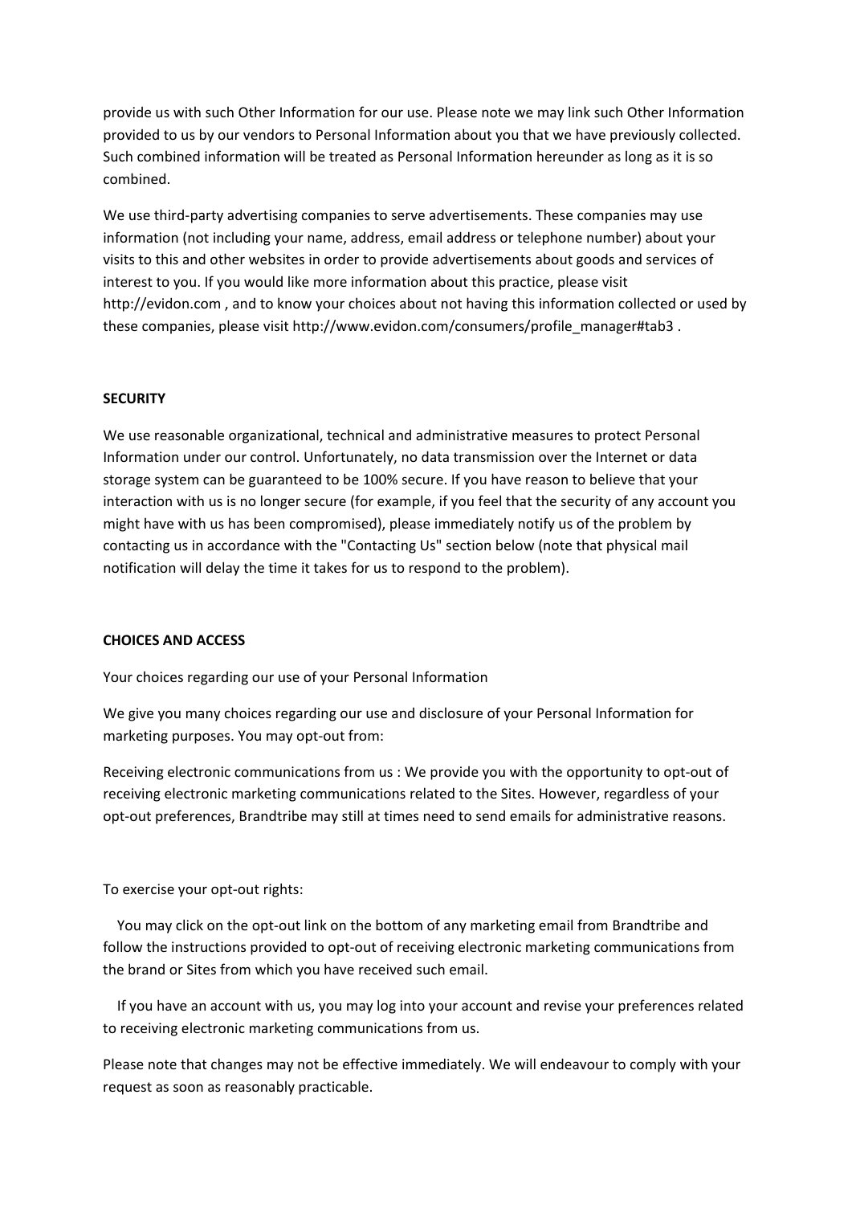provide us with such Other Information for our use. Please note we may link such Other Information provided to us by our vendors to Personal Information about you that we have previously collected. Such combined information will be treated as Personal Information hereunder as long as it is so combined.

We use third-party advertising companies to serve advertisements. These companies may use information (not including your name, address, email address or telephone number) about your visits to this and other websites in order to provide advertisements about goods and services of interest to you. If you would like more information about this practice, please visit http://evidon.com , and to know your choices about not having this information collected or used by these companies, please visit http://www.evidon.com/consumers/profile_manager#tab3 .

**SECURITY**

We use reasonable organizational, technical and administrative measures to protect Personal Information under our control. Unfortunately, no data transmission over the Internet or data storage system can be guaranteed to be 100% secure. If you have reason to believe that your interaction with us is no longer secure (for example, if you feel that the security of any account you might have with us has been compromised), please immediately notify us of the problem by contacting us in accordance with the "Contacting Us" section below (note that physical mail notification will delay the time it takes for us to respond to the problem).

**CHOICES AND ACCESS**

Your choices regarding our use of your Personal Information

We give you many choices regarding our use and disclosure of your Personal Information for marketing purposes. You may opt-out from:

Receiving electronic communications from us : We provide you with the opportunity to opt-out of receiving electronic marketing communications related to the Sites. However, regardless of your opt-out preferences, Brandtribe may still at times need to send emails for administrative reasons.

To exercise your opt-out rights:

You may click on the opt-out link on the bottom of any marketing email from Brandtribe and follow the instructions provided to opt-out of receiving electronic marketing communications from the brand or Sites from which you have received such email.

If you have an account with us, you may log into your account and revise your preferences related to receiving electronic marketing communications from us.

Please note that changes may not be effective immediately. We will endeavour to comply with your request as soon as reasonably practicable.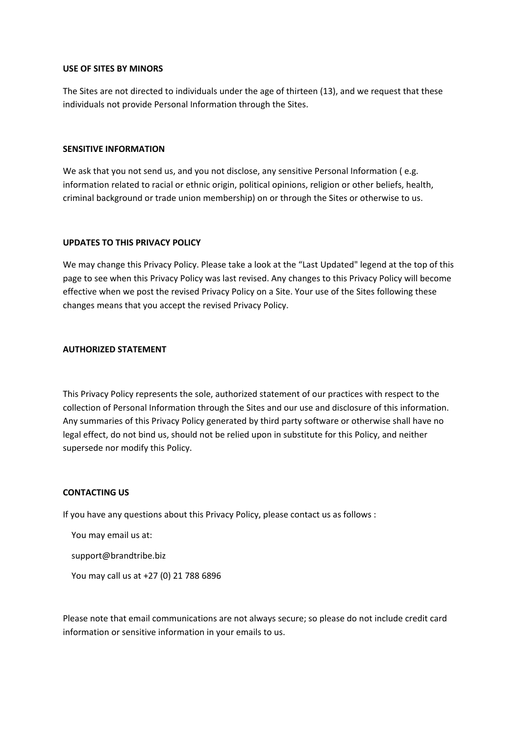**USE OF SITES BY MINORS**

The Sites are not directed to individuals under the age of thirteen (13), and we request that these individuals not provide Personal Information through the Sites.

**SENSITIVE INFORMATION**

We ask that you not send us, and you not disclose, any sensitive Personal Information ( e.g. information related to racial or ethnic origin, political opinions, religion or other beliefs, health, criminal background or trade union membership) on or through the Sites or otherwise to us.

**UPDATES TO THIS PRIVACY POLICY**

We may change this Privacy Policy. Please take a look at the "Last Updated" legend at the top of this page to see when this Privacy Policy was last revised. Any changes to this Privacy Policy will become effective when we post the revised Privacy Policy on a Site. Your use of the Sites following these changes means that you accept the revised Privacy Policy.

**AUTHORIZED STATEMENT**

This Privacy Policy represents the sole, authorized statement of our practices with respect to the collection of Personal Information through the Sites and our use and disclosure of this information. Any summaries of this Privacy Policy generated by third party software or otherwise shall have no legal effect, do not bind us, should not be relied upon in substitute for this Policy, and neither supersede nor modify this Policy.

**CONTACTING US**

If you have any questions about this Privacy Policy, please contact us as follows :

You may email us at:

support@brandtribe.biz

You may call us at +27 (0) 21 788 6896

Please note that email communications are not always secure; so please do not include credit card information or sensitive information in your emails to us.